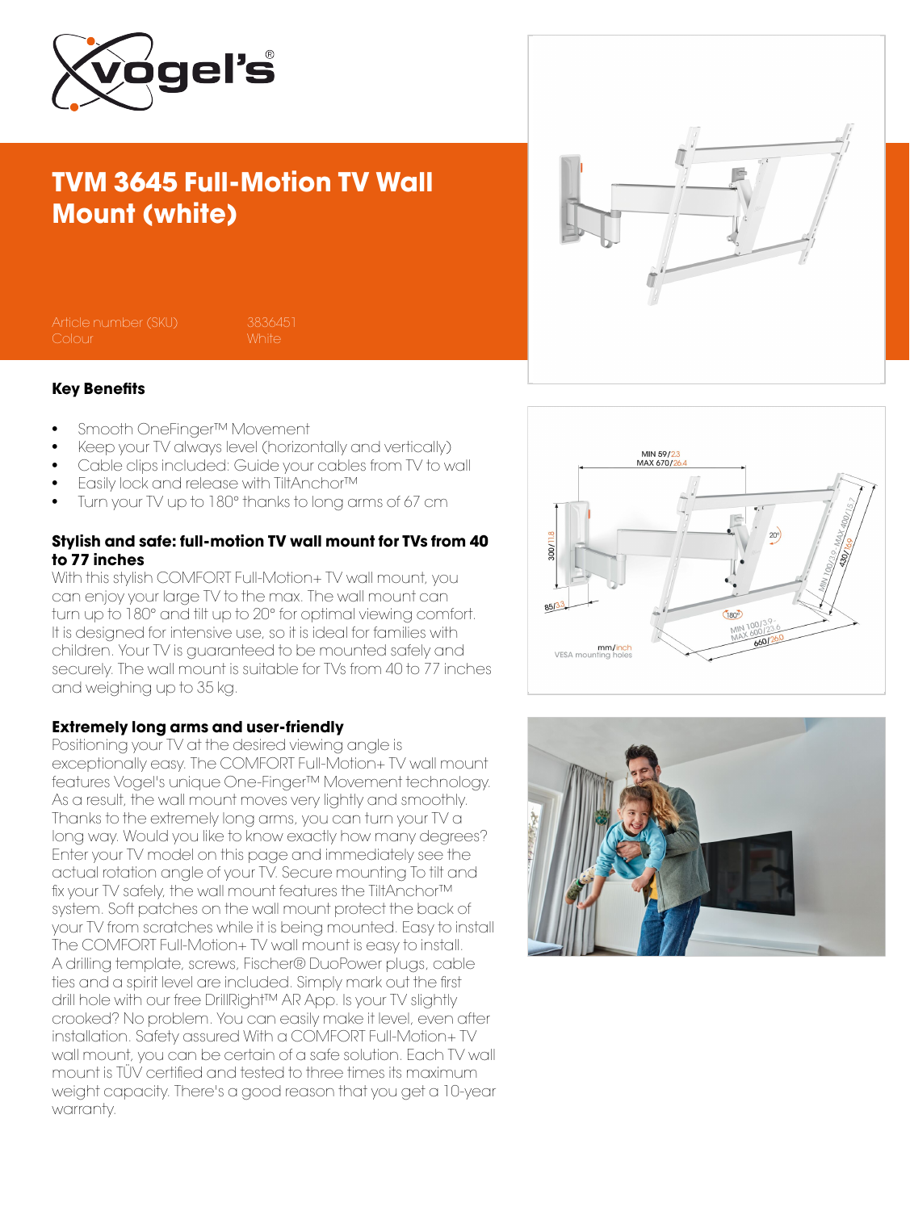# TVM 3645 Full-Motion TV Wall Mount (white)

Article number (SKU) 3836451
Colour White

### Key Benefits

- Smooth OneFinger™ Movement
- Keep your TV always level (horizontally and vertically)
- Cable clips included: Guide your cables from TV to wall
- Easily lock and release with TiltAnchor™
- Turn your TV up to 180° thanks to long arms of 67 cm

### Stylish and safe: full-motion TV wall mount for TVs from 40 to 77 inches

With this stylish COMFORT Full-Motion+ TV wall mount, you can enjoy your large TV to the max. The wall mount can turn up to 180° and tilt up to 20° for optimal viewing comfort. It is designed for intensive use, so it is ideal for families with children. Your TV is guaranteed to be mounted safely and securely. The wall mount is suitable for TVs from 40 to 77 inches and weighing up to 35 kg.

### Extremely long arms and user-friendly

Positioning your TV at the desired viewing angle is exceptionally easy. The COMFORT Full-Motion+ TV wall mount features Vogel's unique One-Finger™ Movement technology. As a result, the wall mount moves very lightly and smoothly. Thanks to the extremely long arms, you can turn your TV a long way. Would you like to know exactly how many degrees? Enter your TV model on this page and immediately see the actual rotation angle of your TV. Secure mounting To tilt and fix your TV safely, the wall mount features the TiltAnchor™ system. Soft patches on the wall mount protect the back of your TV from scratches while it is being mounted. Easy to install The COMFORT Full-Motion+ TV wall mount is easy to install. A drilling template, screws, Fischer® DuoPower plugs, cable ties and a spirit level are included. Simply mark out the first drill hole with our free DrillRight™ AR App. Is your TV slightly crooked? No problem. You can easily make it level, even after installation. Safety assured With a COMFORT Full-Motion+ TV wall mount, you can be certain of a safe solution. Each TV wall mount is TÜV certified and tested to three times its maximum weight capacity. There's a good reason that you get a 10-year warranty.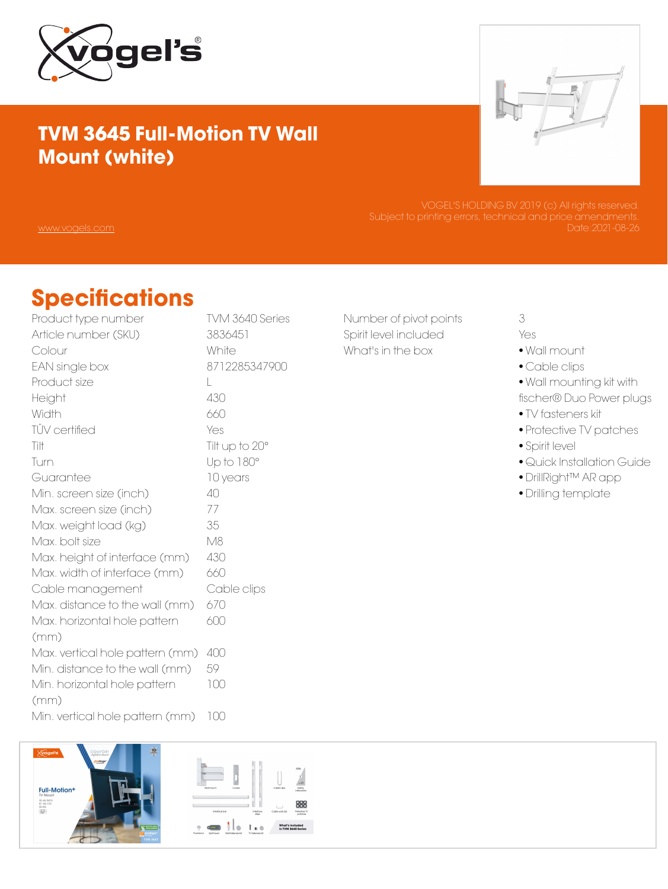# TVM 3645 Full-Motion TV Wall Mount (white)

www.vogels.com

VOGEL'S HOLDING BV 2019 (c) All rights reserved.
Subject to printing errors, technical and price amendments.
Date:2021-08-26

## Specifications

| | |
|---|---|
| Product type number | TVM 3640 Series |
| Article number (SKU) | 3836451 |
| Colour | White |
| EAN single box | 8712285347900 |
| Product size | L |
| Height | 430 |
| Width | 660 |
| TÜV certified | Yes |
| Tilt | Tilt up to 20° |
| Turn | Up to 180° |
| Guarantee | 10 years |
| Min. screen size (inch) | 40 |
| Max. screen size (inch) | 77 |
| Max. weight load (kg) | 35 |
| Max. bolt size | M8 |
| Max. height of interface (mm) | 430 |
| Max. width of interface (mm) | 660 |
| Cable management | Cable clips |
| Max. distance to the wall (mm) | 670 |
| Max. horizontal hole pattern (mm) | 600 |
| Max. vertical hole pattern (mm) | 400 |
| Min. distance to the wall (mm) | 59 |
| Min. horizontal hole pattern (mm) | 100 |
| Min. vertical hole pattern (mm) | 100 |
| Number of pivot points | 3 |
| Spirit level included | Yes |
| What's in the box | • Wall mount<br>• Cable clips<br>• Wall mounting kit with fischer® Duo Power plugs<br>• TV fasteners kit<br>• Protective TV patches<br>• Spirit level<br>• Quick Installation Guide<br>• DrillRight™ AR app<br>• Drilling template |